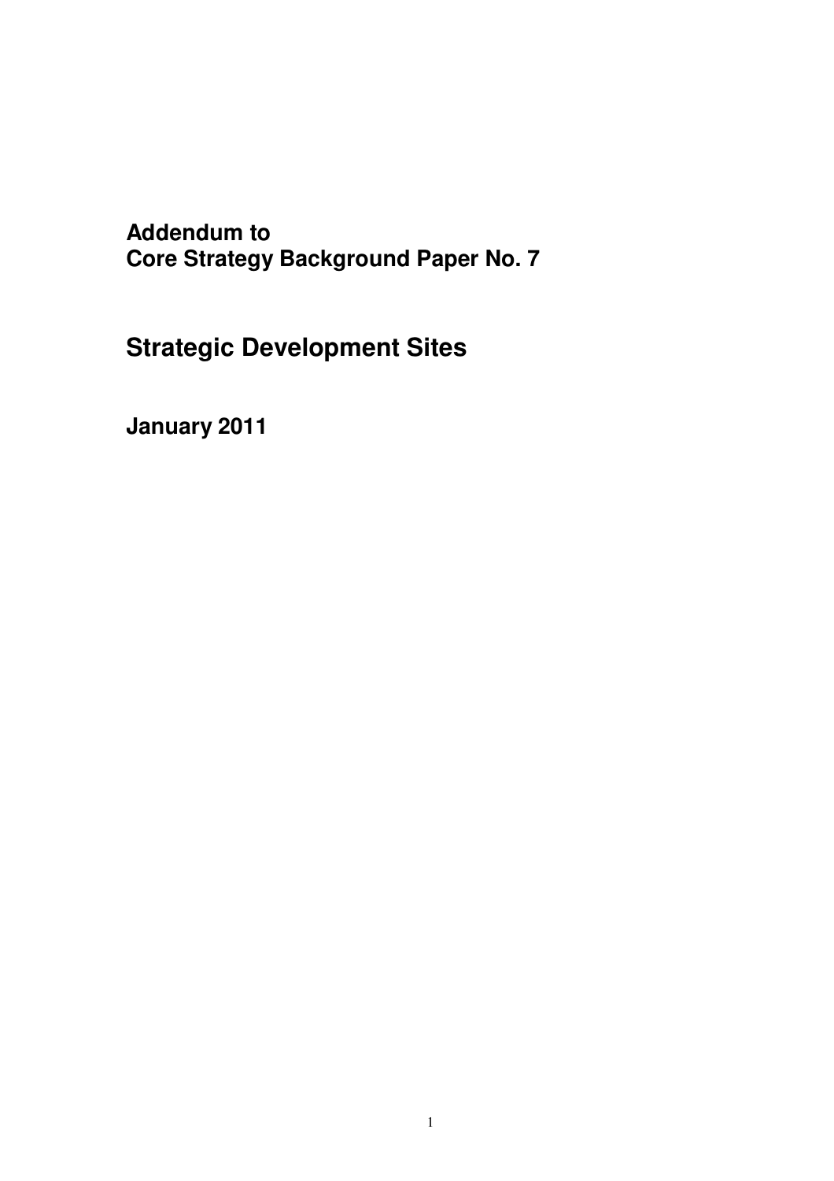**Addendum to**
**Core Strategy Background Paper No. 7**

# Strategic Development Sites

**January 2011**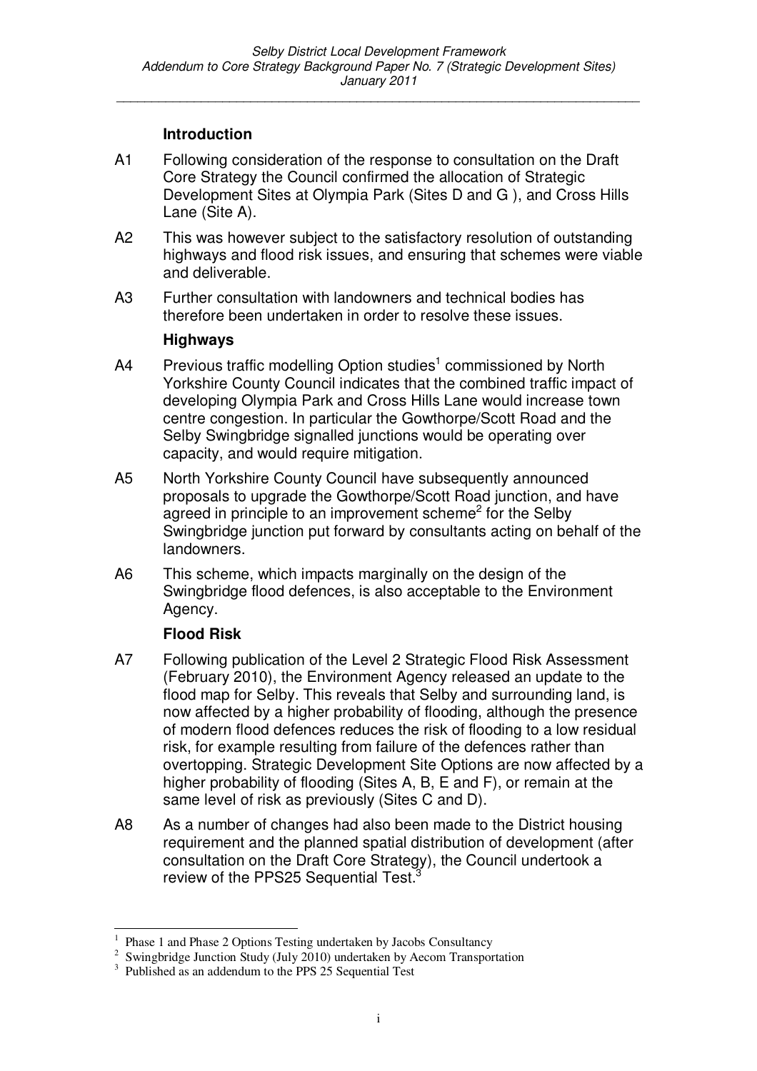## Introduction

A1 Following consideration of the response to consultation on the Draft Core Strategy the Council confirmed the allocation of Strategic Development Sites at Olympia Park (Sites D and G ), and Cross Hills Lane (Site A).

A2 This was however subject to the satisfactory resolution of outstanding highways and flood risk issues, and ensuring that schemes were viable and deliverable.

A3 Further consultation with landowners and technical bodies has therefore been undertaken in order to resolve these issues.

## Highways

A4 Previous traffic modelling Option studies[1] commissioned by North Yorkshire County Council indicates that the combined traffic impact of developing Olympia Park and Cross Hills Lane would increase town centre congestion. In particular the Gowthorpe/Scott Road and the Selby Swingbridge signalled junctions would be operating over capacity, and would require mitigation.

A5 North Yorkshire County Council have subsequently announced proposals to upgrade the Gowthorpe/Scott Road junction, and have agreed in principle to an improvement scheme[2] for the Selby Swingbridge junction put forward by consultants acting on behalf of the landowners.

A6 This scheme, which impacts marginally on the design of the Swingbridge flood defences, is also acceptable to the Environment Agency.

## Flood Risk

A7 Following publication of the Level 2 Strategic Flood Risk Assessment (February 2010), the Environment Agency released an update to the flood map for Selby. This reveals that Selby and surrounding land, is now affected by a higher probability of flooding, although the presence of modern flood defences reduces the risk of flooding to a low residual risk, for example resulting from failure of the defences rather than overtopping. Strategic Development Site Options are now affected by a higher probability of flooding (Sites A, B, E and F), or remain at the same level of risk as previously (Sites C and D).

A8 As a number of changes had also been made to the District housing requirement and the planned spatial distribution of development (after consultation on the Draft Core Strategy), the Council undertook a review of the PPS25 Sequential Test.[3]

---

[1] Phase 1 and Phase 2 Options Testing undertaken by Jacobs Consultancy

[2] Swingbridge Junction Study (July 2010) undertaken by Aecom Transportation

[3] Published as an addendum to the PPS 25 Sequential Test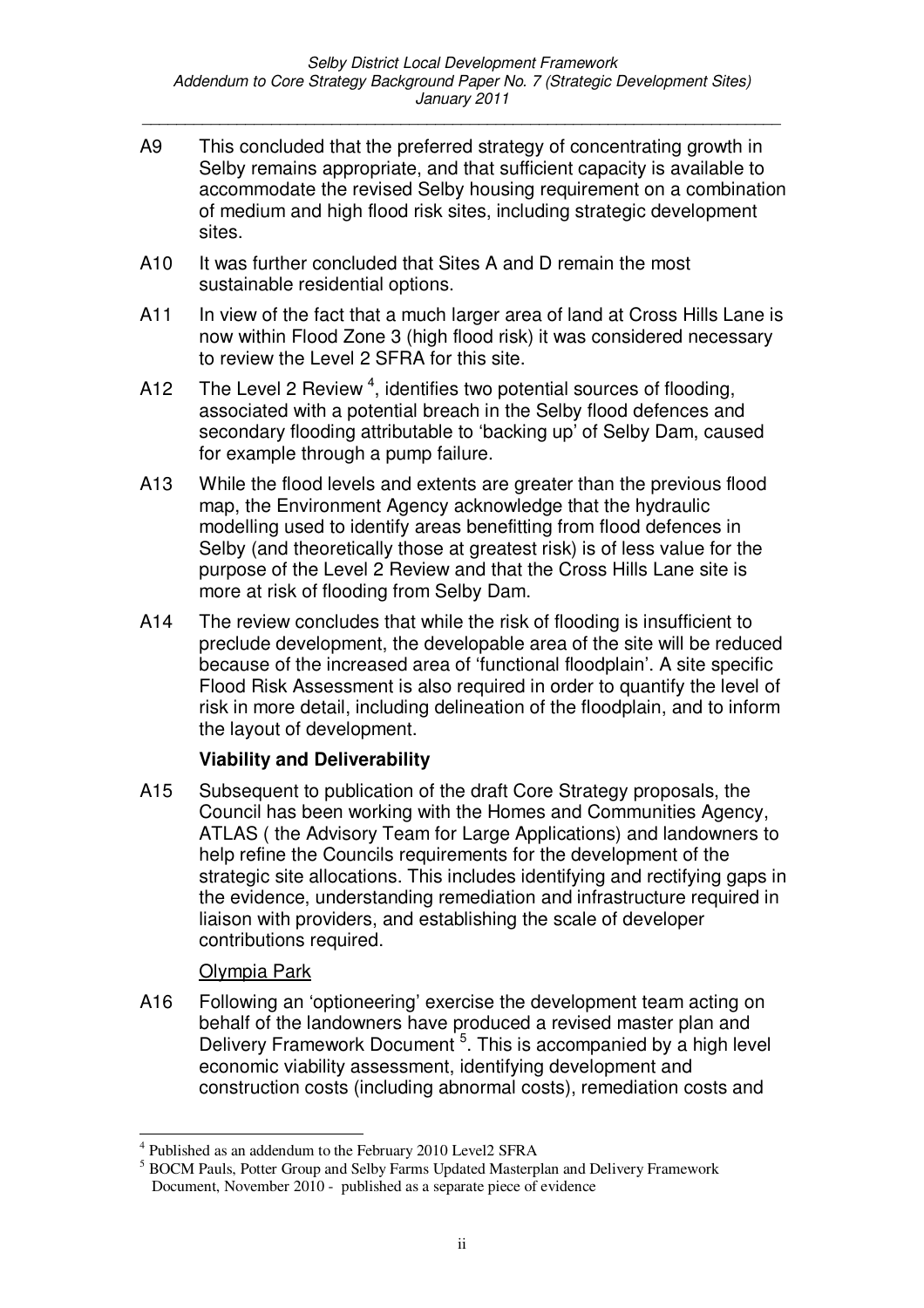A9 This concluded that the preferred strategy of concentrating growth in Selby remains appropriate, and that sufficient capacity is available to accommodate the revised Selby housing requirement on a combination of medium and high flood risk sites, including strategic development sites.

A10 It was further concluded that Sites A and D remain the most sustainable residential options.

A11 In view of the fact that a much larger area of land at Cross Hills Lane is now within Flood Zone 3 (high flood risk) it was considered necessary to review the Level 2 SFRA for this site.

A12 The Level 2 Review [4], identifies two potential sources of flooding, associated with a potential breach in the Selby flood defences and secondary flooding attributable to 'backing up' of Selby Dam, caused for example through a pump failure.

A13 While the flood levels and extents are greater than the previous flood map, the Environment Agency acknowledge that the hydraulic modelling used to identify areas benefitting from flood defences in Selby (and theoretically those at greatest risk) is of less value for the purpose of the Level 2 Review and that the Cross Hills Lane site is more at risk of flooding from Selby Dam.

A14 The review concludes that while the risk of flooding is insufficient to preclude development, the developable area of the site will be reduced because of the increased area of 'functional floodplain'. A site specific Flood Risk Assessment is also required in order to quantify the level of risk in more detail, including delineation of the floodplain, and to inform the layout of development.

**Viability and Deliverability**

A15 Subsequent to publication of the draft Core Strategy proposals, the Council has been working with the Homes and Communities Agency, ATLAS ( the Advisory Team for Large Applications) and landowners to help refine the Councils requirements for the development of the strategic site allocations. This includes identifying and rectifying gaps in the evidence, understanding remediation and infrastructure required in liaison with providers, and establishing the scale of developer contributions required.

Olympia Park

A16 Following an 'optioneering' exercise the development team acting on behalf of the landowners have produced a revised master plan and Delivery Framework Document [5]. This is accompanied by a high level economic viability assessment, identifying development and construction costs (including abnormal costs), remediation costs and

[4] Published as an addendum to the February 2010 Level2 SFRA

[5] BOCM Pauls, Potter Group and Selby Farms Updated Masterplan and Delivery Framework Document, November 2010 - published as a separate piece of evidence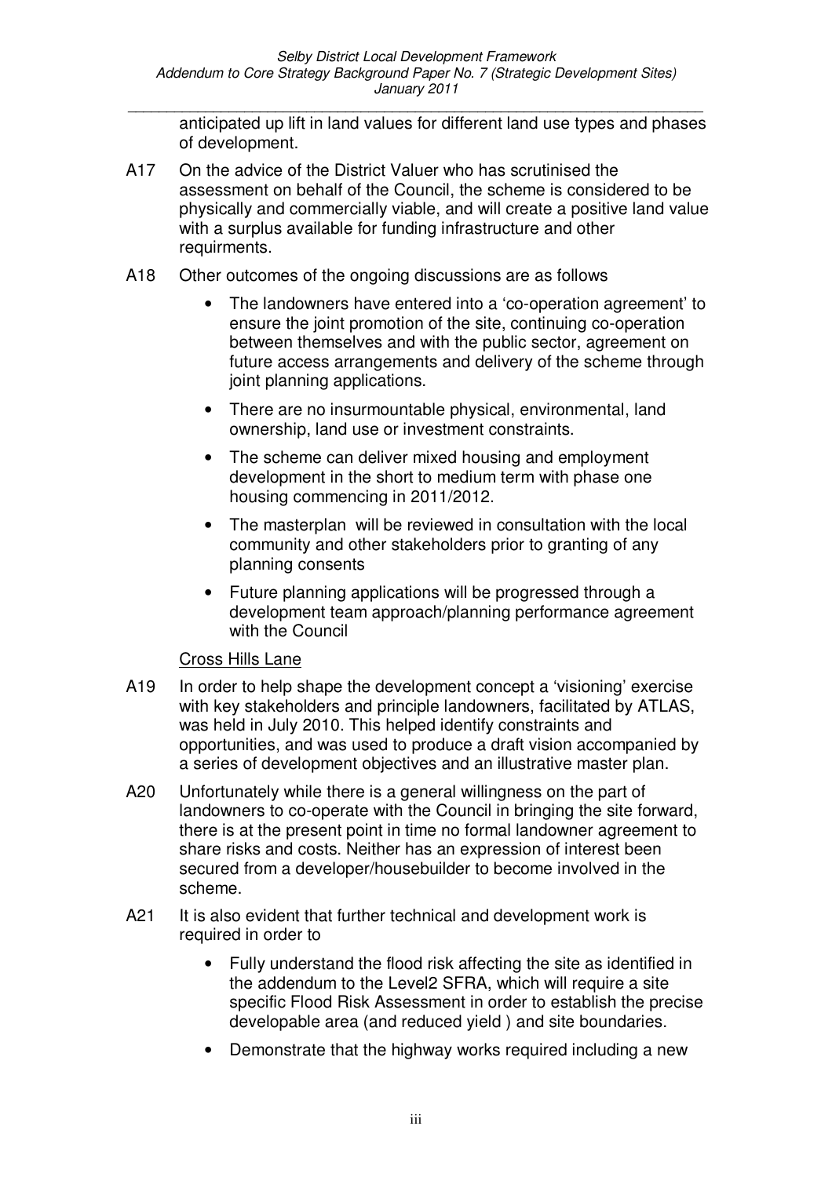anticipated up lift in land values for different land use types and phases of development.

A17 On the advice of the District Valuer who has scrutinised the assessment on behalf of the Council, the scheme is considered to be physically and commercially viable, and will create a positive land value with a surplus available for funding infrastructure and other requirments.

A18 Other outcomes of the ongoing discussions are as follows

- The landowners have entered into a 'co-operation agreement' to ensure the joint promotion of the site, continuing co-operation between themselves and with the public sector, agreement on future access arrangements and delivery of the scheme through joint planning applications.
- There are no insurmountable physical, environmental, land ownership, land use or investment constraints.
- The scheme can deliver mixed housing and employment development in the short to medium term with phase one housing commencing in 2011/2012.
- The masterplan will be reviewed in consultation with the local community and other stakeholders prior to granting of any planning consents
- Future planning applications will be progressed through a development team approach/planning performance agreement with the Council

Cross Hills Lane

A19 In order to help shape the development concept a 'visioning' exercise with key stakeholders and principle landowners, facilitated by ATLAS, was held in July 2010. This helped identify constraints and opportunities, and was used to produce a draft vision accompanied by a series of development objectives and an illustrative master plan.

A20 Unfortunately while there is a general willingness on the part of landowners to co-operate with the Council in bringing the site forward, there is at the present point in time no formal landowner agreement to share risks and costs. Neither has an expression of interest been secured from a developer/housebuilder to become involved in the scheme.

A21 It is also evident that further technical and development work is required in order to

- Fully understand the flood risk affecting the site as identified in the addendum to the Level2 SFRA, which will require a site specific Flood Risk Assessment in order to establish the precise developable area (and reduced yield ) and site boundaries.
- Demonstrate that the highway works required including a new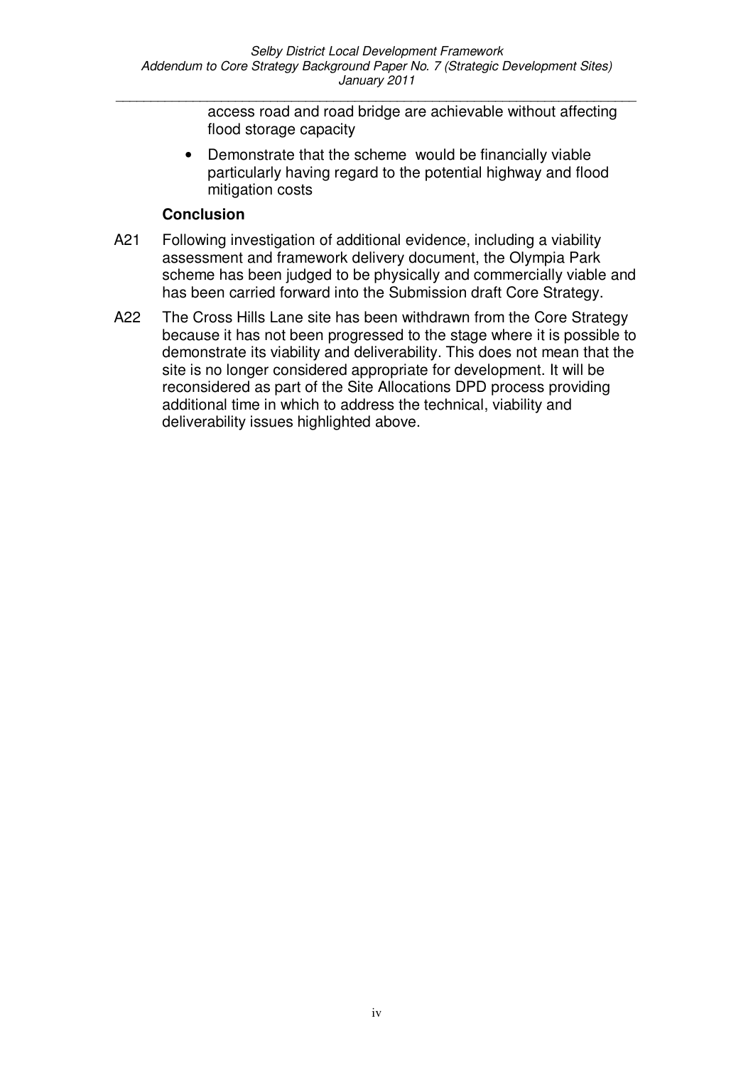access road and road bridge are achievable without affecting flood storage capacity

- Demonstrate that the scheme would be financially viable particularly having regard to the potential highway and flood mitigation costs

**Conclusion**

A21 Following investigation of additional evidence, including a viability assessment and framework delivery document, the Olympia Park scheme has been judged to be physically and commercially viable and has been carried forward into the Submission draft Core Strategy.

A22 The Cross Hills Lane site has been withdrawn from the Core Strategy because it has not been progressed to the stage where it is possible to demonstrate its viability and deliverability. This does not mean that the site is no longer considered appropriate for development. It will be reconsidered as part of the Site Allocations DPD process providing additional time in which to address the technical, viability and deliverability issues highlighted above.